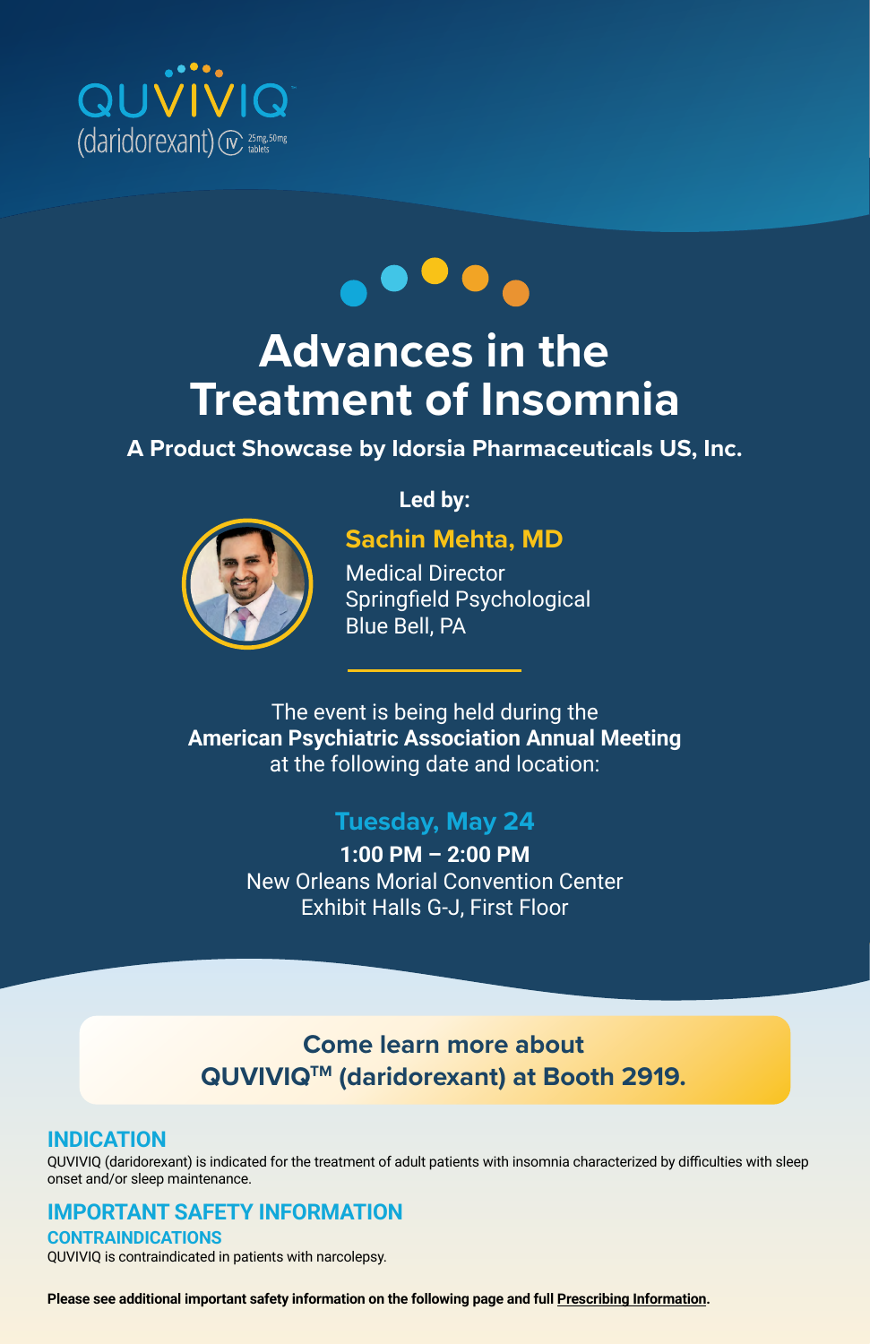QUVIVIQ™
(daridorexant) CIV 25mg, 50mg tablets

# Advances in the Treatment of Insomnia

**A Product Showcase by Idorsia Pharmaceuticals US, Inc.**

**Led by:**

**Sachin Mehta, MD**
Medical Director
Springfield Psychological
Blue Bell, PA

The event is being held during the
**American Psychiatric Association Annual Meeting**
at the following date and location:

**Tuesday, May 24**
**1:00 PM – 2:00 PM**
New Orleans Morial Convention Center
Exhibit Halls G-J, First Floor

**Come learn more about QUVIVIQ™ (daridorexant) at Booth 2919.**

## INDICATION

QUVIVIQ (daridorexant) is indicated for the treatment of adult patients with insomnia characterized by difficulties with sleep onset and/or sleep maintenance.

## IMPORTANT SAFETY INFORMATION

### CONTRAINDICATIONS

QUVIVIQ is contraindicated in patients with narcolepsy.

**Please see additional important safety information on the following page and full Prescribing Information.**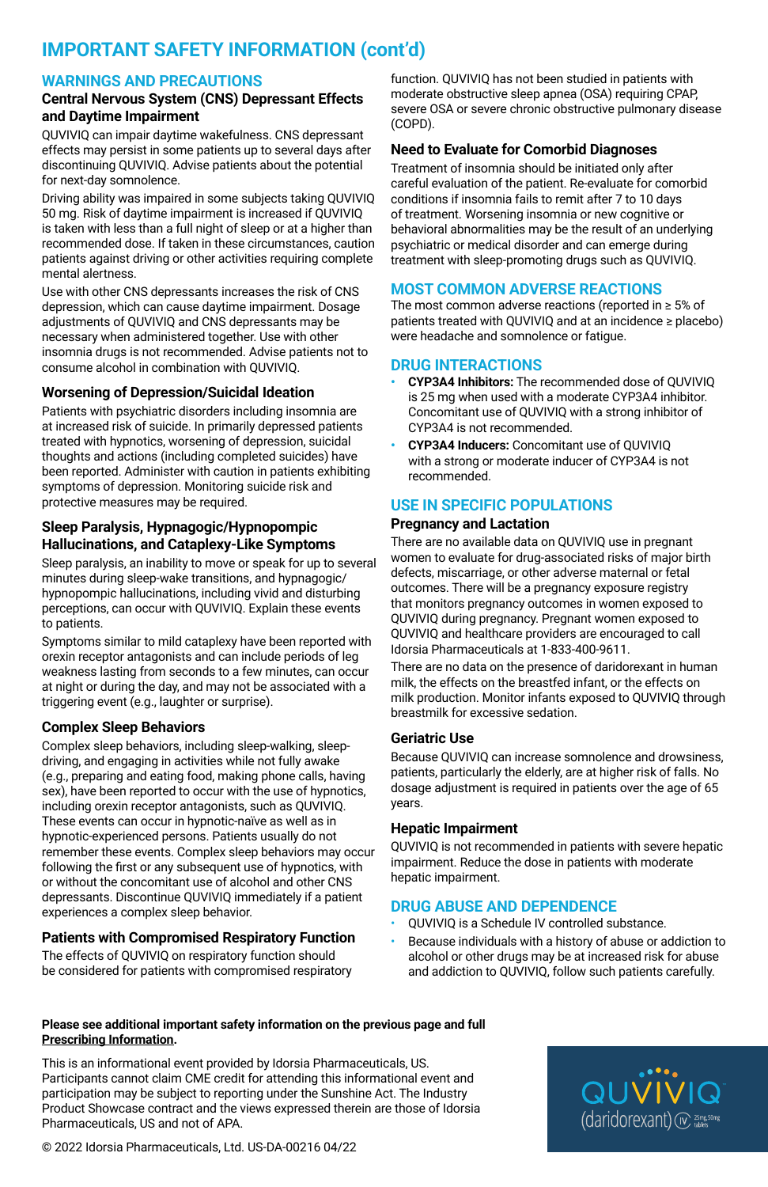# IMPORTANT SAFETY INFORMATION (cont'd)

## WARNINGS AND PRECAUTIONS

### Central Nervous System (CNS) Depressant Effects and Daytime Impairment

QUVIVIQ can impair daytime wakefulness. CNS depressant effects may persist in some patients up to several days after discontinuing QUVIVIQ. Advise patients about the potential for next-day somnolence.

Driving ability was impaired in some subjects taking QUVIVIQ 50 mg. Risk of daytime impairment is increased if QUVIVIQ is taken with less than a full night of sleep or at a higher than recommended dose. If taken in these circumstances, caution patients against driving or other activities requiring complete mental alertness.

Use with other CNS depressants increases the risk of CNS depression, which can cause daytime impairment. Dosage adjustments of QUVIVIQ and CNS depressants may be necessary when administered together. Use with other insomnia drugs is not recommended. Advise patients not to consume alcohol in combination with QUVIVIQ.

### Worsening of Depression/Suicidal Ideation

Patients with psychiatric disorders including insomnia are at increased risk of suicide. In primarily depressed patients treated with hypnotics, worsening of depression, suicidal thoughts and actions (including completed suicides) have been reported. Administer with caution in patients exhibiting symptoms of depression. Monitoring suicide risk and protective measures may be required.

### Sleep Paralysis, Hypnagogic/Hypnopompic Hallucinations, and Cataplexy-Like Symptoms

Sleep paralysis, an inability to move or speak for up to several minutes during sleep-wake transitions, and hypnagogic/hypnopompic hallucinations, including vivid and disturbing perceptions, can occur with QUVIVIQ. Explain these events to patients.

Symptoms similar to mild cataplexy have been reported with orexin receptor antagonists and can include periods of leg weakness lasting from seconds to a few minutes, can occur at night or during the day, and may not be associated with a triggering event (e.g., laughter or surprise).

### Complex Sleep Behaviors

Complex sleep behaviors, including sleep-walking, sleep-driving, and engaging in activities while not fully awake (e.g., preparing and eating food, making phone calls, having sex), have been reported to occur with the use of hypnotics, including orexin receptor antagonists, such as QUVIVIQ. These events can occur in hypnotic-naïve as well as in hypnotic-experienced persons. Patients usually do not remember these events. Complex sleep behaviors may occur following the first or any subsequent use of hypnotics, with or without the concomitant use of alcohol and other CNS depressants. Discontinue QUVIVIQ immediately if a patient experiences a complex sleep behavior.

### Patients with Compromised Respiratory Function

The effects of QUVIVIQ on respiratory function should be considered for patients with compromised respiratory function. QUVIVIQ has not been studied in patients with moderate obstructive sleep apnea (OSA) requiring CPAP, severe OSA or severe chronic obstructive pulmonary disease (COPD).

### Need to Evaluate for Comorbid Diagnoses

Treatment of insomnia should be initiated only after careful evaluation of the patient. Re-evaluate for comorbid conditions if insomnia fails to remit after 7 to 10 days of treatment. Worsening insomnia or new cognitive or behavioral abnormalities may be the result of an underlying psychiatric or medical disorder and can emerge during treatment with sleep-promoting drugs such as QUVIVIQ.

## MOST COMMON ADVERSE REACTIONS

The most common adverse reactions (reported in ≥ 5% of patients treated with QUVIVIQ and at an incidence ≥ placebo) were headache and somnolence or fatigue.

## DRUG INTERACTIONS

- **CYP3A4 Inhibitors:** The recommended dose of QUVIVIQ is 25 mg when used with a moderate CYP3A4 inhibitor. Concomitant use of QUVIVIQ with a strong inhibitor of CYP3A4 is not recommended.
- **CYP3A4 Inducers:** Concomitant use of QUVIVIQ with a strong or moderate inducer of CYP3A4 is not recommended.

## USE IN SPECIFIC POPULATIONS

### Pregnancy and Lactation

There are no available data on QUVIVIQ use in pregnant women to evaluate for drug-associated risks of major birth defects, miscarriage, or other adverse maternal or fetal outcomes. There will be a pregnancy exposure registry that monitors pregnancy outcomes in women exposed to QUVIVIQ during pregnancy. Pregnant women exposed to QUVIVIQ and healthcare providers are encouraged to call Idorsia Pharmaceuticals at 1-833-400-9611.

There are no data on the presence of daridorexant in human milk, the effects on the breastfed infant, or the effects on milk production. Monitor infants exposed to QUVIVIQ through breastmilk for excessive sedation.

### Geriatric Use

Because QUVIVIQ can increase somnolence and drowsiness, patients, particularly the elderly, are at higher risk of falls. No dosage adjustment is required in patients over the age of 65 years.

### Hepatic Impairment

QUVIVIQ is not recommended in patients with severe hepatic impairment. Reduce the dose in patients with moderate hepatic impairment.

## DRUG ABUSE AND DEPENDENCE

- QUVIVIQ is a Schedule IV controlled substance.
- Because individuals with a history of abuse or addiction to alcohol or other drugs may be at increased risk for abuse and addiction to QUVIVIQ, follow such patients carefully.

**Please see additional important safety information on the previous page and full Prescribing Information.**

This is an informational event provided by Idorsia Pharmaceuticals, US. Participants cannot claim CME credit for attending this informational event and participation may be subject to reporting under the Sunshine Act. The Industry Product Showcase contract and the views expressed therein are those of Idorsia Pharmaceuticals, US and not of APA.

© 2022 Idorsia Pharmaceuticals, Ltd. US-DA-00216 04/22

QUVIVIQ (daridorexant) CIV 25mg, 50mg tablets